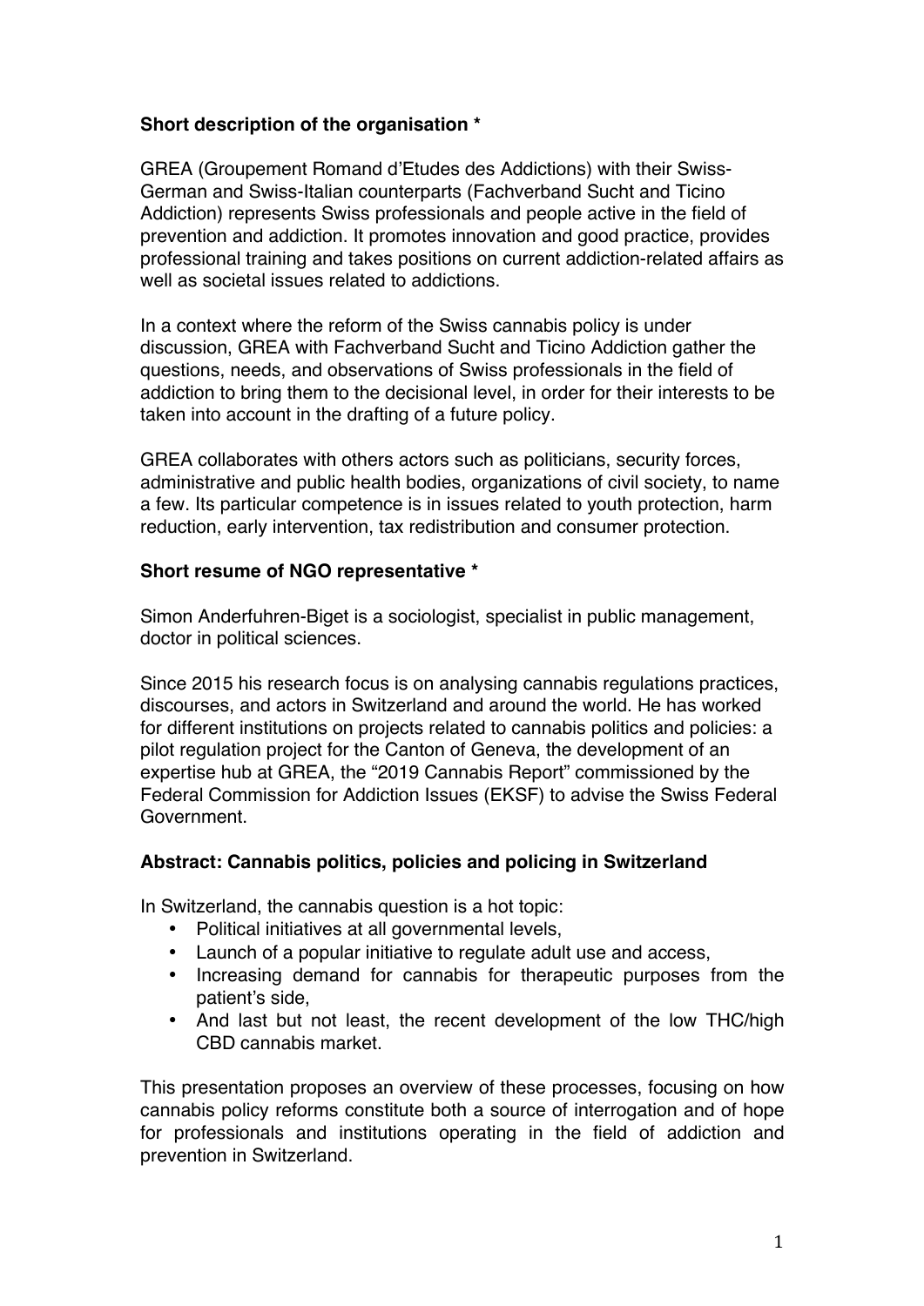**Short description of the organisation** *

GREA (Groupement Romand d'Etudes des Addictions) with their Swiss-German and Swiss-Italian counterparts (Fachverband Sucht and Ticino Addiction) represents Swiss professionals and people active in the field of prevention and addiction. It promotes innovation and good practice, provides professional training and takes positions on current addiction-related affairs as well as societal issues related to addictions.

In a context where the reform of the Swiss cannabis policy is under discussion, GREA with Fachverband Sucht and Ticino Addiction gather the questions, needs, and observations of Swiss professionals in the field of addiction to bring them to the decisional level, in order for their interests to be taken into account in the drafting of a future policy.

GREA collaborates with others actors such as politicians, security forces, administrative and public health bodies, organizations of civil society, to name a few. Its particular competence is in issues related to youth protection, harm reduction, early intervention, tax redistribution and consumer protection.

**Short resume of NGO representative** *

Simon Anderfuhren-Biget is a sociologist, specialist in public management, doctor in political sciences.

Since 2015 his research focus is on analysing cannabis regulations practices, discourses, and actors in Switzerland and around the world. He has worked for different institutions on projects related to cannabis politics and policies: a pilot regulation project for the Canton of Geneva, the development of an expertise hub at GREA, the "2019 Cannabis Report" commissioned by the Federal Commission for Addiction Issues (EKSF) to advise the Swiss Federal Government.

**Abstract: Cannabis politics, policies and policing in Switzerland**

In Switzerland, the cannabis question is a hot topic:

- Political initiatives at all governmental levels,
- Launch of a popular initiative to regulate adult use and access,
- Increasing demand for cannabis for therapeutic purposes from the patient's side,
- And last but not least, the recent development of the low THC/high CBD cannabis market.

This presentation proposes an overview of these processes, focusing on how cannabis policy reforms constitute both a source of interrogation and of hope for professionals and institutions operating in the field of addiction and prevention in Switzerland.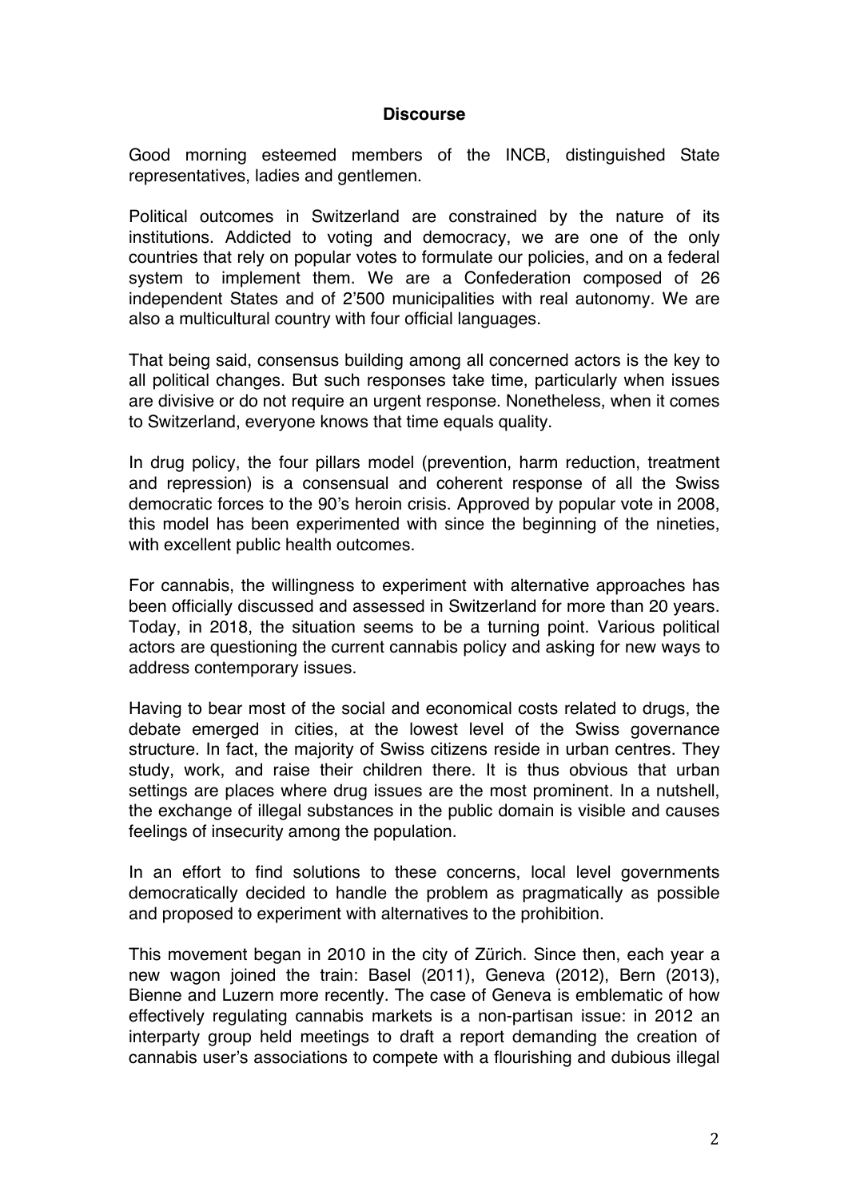## Discourse

Good morning esteemed members of the INCB, distinguished State representatives, ladies and gentlemen.

Political outcomes in Switzerland are constrained by the nature of its institutions. Addicted to voting and democracy, we are one of the only countries that rely on popular votes to formulate our policies, and on a federal system to implement them. We are a Confederation composed of 26 independent States and of 2'500 municipalities with real autonomy. We are also a multicultural country with four official languages.

That being said, consensus building among all concerned actors is the key to all political changes. But such responses take time, particularly when issues are divisive or do not require an urgent response. Nonetheless, when it comes to Switzerland, everyone knows that time equals quality.

In drug policy, the four pillars model (prevention, harm reduction, treatment and repression) is a consensual and coherent response of all the Swiss democratic forces to the 90's heroin crisis. Approved by popular vote in 2008, this model has been experimented with since the beginning of the nineties, with excellent public health outcomes.

For cannabis, the willingness to experiment with alternative approaches has been officially discussed and assessed in Switzerland for more than 20 years. Today, in 2018, the situation seems to be a turning point. Various political actors are questioning the current cannabis policy and asking for new ways to address contemporary issues.

Having to bear most of the social and economical costs related to drugs, the debate emerged in cities, at the lowest level of the Swiss governance structure. In fact, the majority of Swiss citizens reside in urban centres. They study, work, and raise their children there. It is thus obvious that urban settings are places where drug issues are the most prominent. In a nutshell, the exchange of illegal substances in the public domain is visible and causes feelings of insecurity among the population.

In an effort to find solutions to these concerns, local level governments democratically decided to handle the problem as pragmatically as possible and proposed to experiment with alternatives to the prohibition.

This movement began in 2010 in the city of Zürich. Since then, each year a new wagon joined the train: Basel (2011), Geneva (2012), Bern (2013), Bienne and Luzern more recently. The case of Geneva is emblematic of how effectively regulating cannabis markets is a non-partisan issue: in 2012 an interparty group held meetings to draft a report demanding the creation of cannabis user's associations to compete with a flourishing and dubious illegal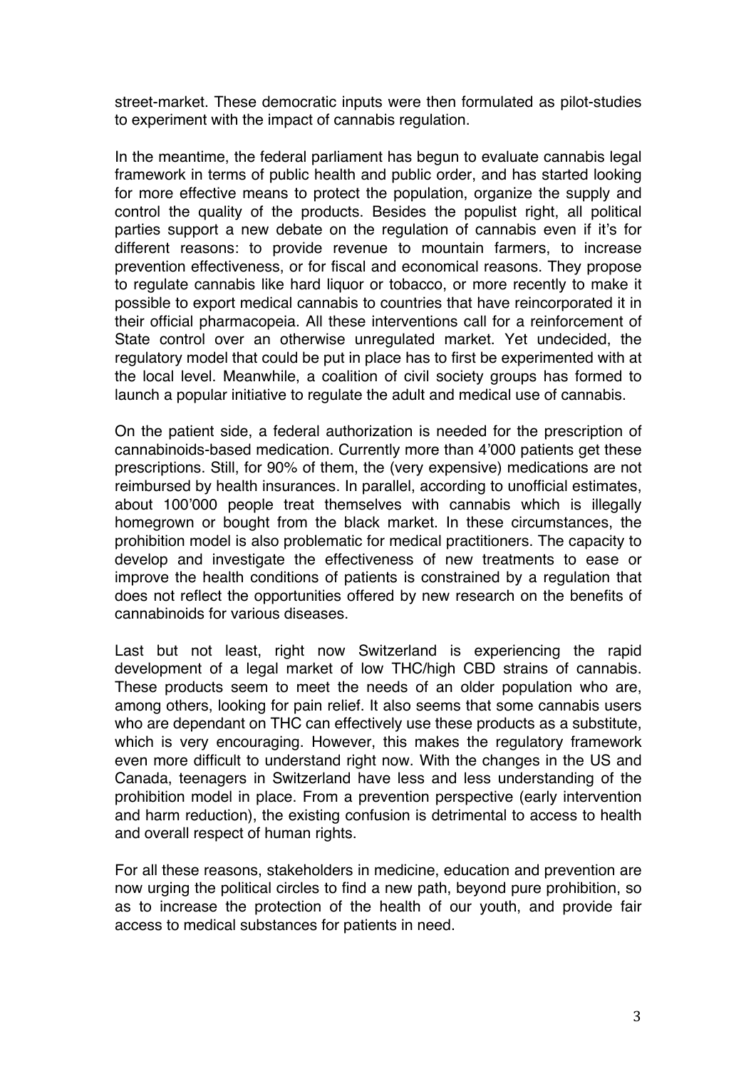street-market. These democratic inputs were then formulated as pilot-studies to experiment with the impact of cannabis regulation.

In the meantime, the federal parliament has begun to evaluate cannabis legal framework in terms of public health and public order, and has started looking for more effective means to protect the population, organize the supply and control the quality of the products. Besides the populist right, all political parties support a new debate on the regulation of cannabis even if it's for different reasons: to provide revenue to mountain farmers, to increase prevention effectiveness, or for fiscal and economical reasons. They propose to regulate cannabis like hard liquor or tobacco, or more recently to make it possible to export medical cannabis to countries that have reincorporated it in their official pharmacopeia. All these interventions call for a reinforcement of State control over an otherwise unregulated market. Yet undecided, the regulatory model that could be put in place has to first be experimented with at the local level. Meanwhile, a coalition of civil society groups has formed to launch a popular initiative to regulate the adult and medical use of cannabis.

On the patient side, a federal authorization is needed for the prescription of cannabinoids-based medication. Currently more than 4'000 patients get these prescriptions. Still, for 90% of them, the (very expensive) medications are not reimbursed by health insurances. In parallel, according to unofficial estimates, about 100'000 people treat themselves with cannabis which is illegally homegrown or bought from the black market. In these circumstances, the prohibition model is also problematic for medical practitioners. The capacity to develop and investigate the effectiveness of new treatments to ease or improve the health conditions of patients is constrained by a regulation that does not reflect the opportunities offered by new research on the benefits of cannabinoids for various diseases.

Last but not least, right now Switzerland is experiencing the rapid development of a legal market of low THC/high CBD strains of cannabis. These products seem to meet the needs of an older population who are, among others, looking for pain relief. It also seems that some cannabis users who are dependant on THC can effectively use these products as a substitute, which is very encouraging. However, this makes the regulatory framework even more difficult to understand right now. With the changes in the US and Canada, teenagers in Switzerland have less and less understanding of the prohibition model in place. From a prevention perspective (early intervention and harm reduction), the existing confusion is detrimental to access to health and overall respect of human rights.

For all these reasons, stakeholders in medicine, education and prevention are now urging the political circles to find a new path, beyond pure prohibition, so as to increase the protection of the health of our youth, and provide fair access to medical substances for patients in need.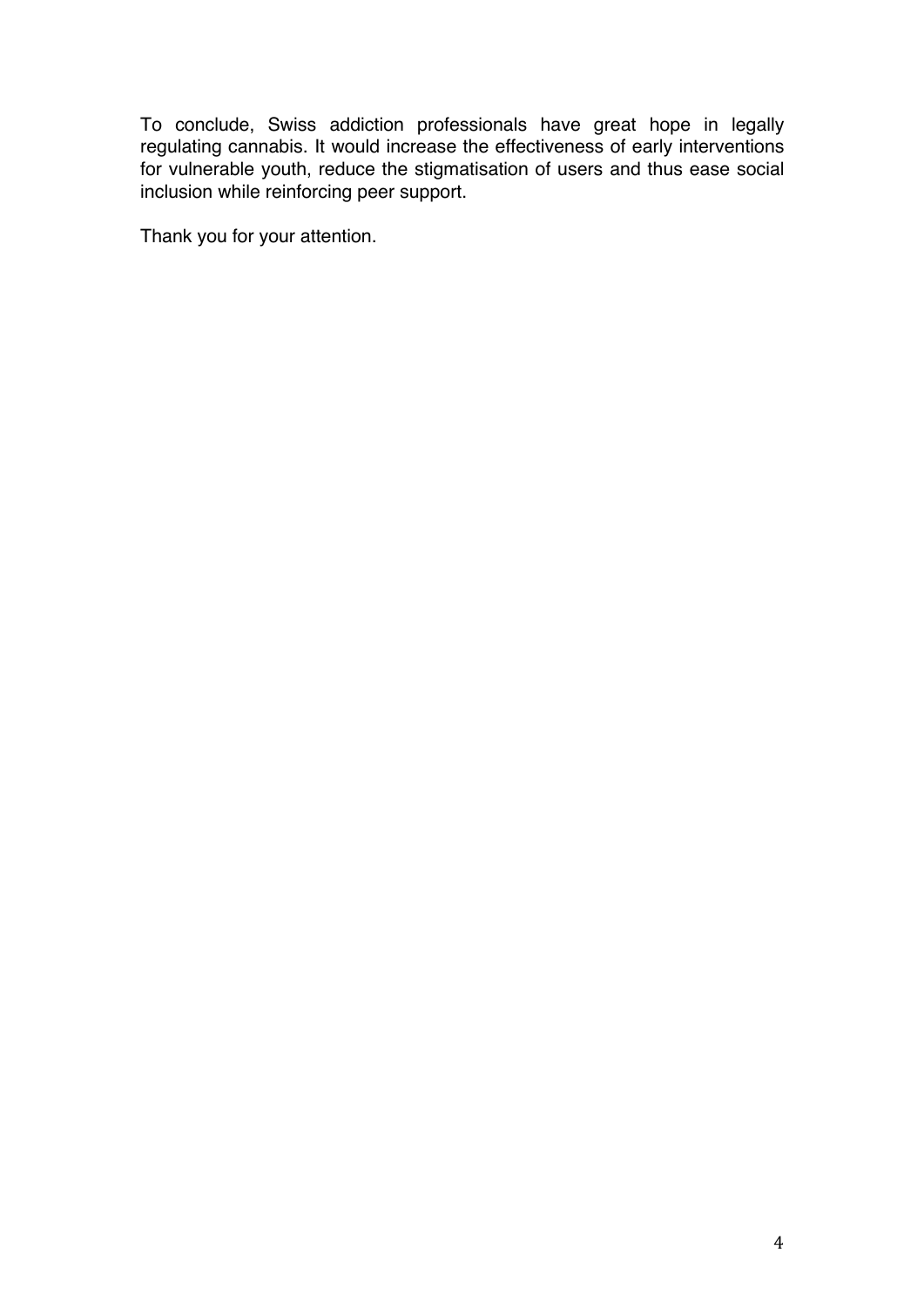To conclude, Swiss addiction professionals have great hope in legally regulating cannabis. It would increase the effectiveness of early interventions for vulnerable youth, reduce the stigmatisation of users and thus ease social inclusion while reinforcing peer support.

Thank you for your attention.